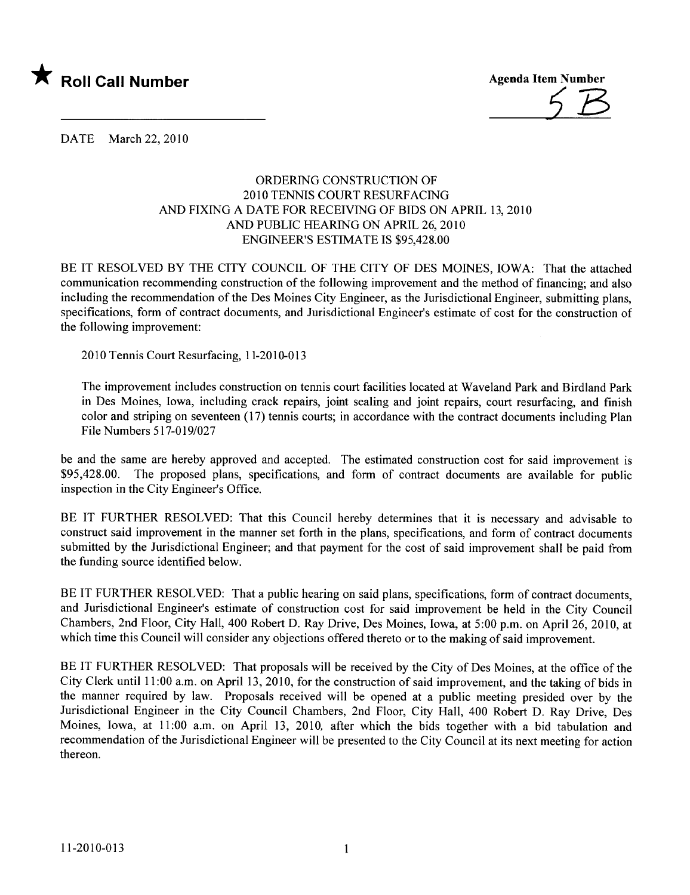★ **Roll Call Number**

**Agenda Item Number**

5B

DATE March 22, 2010

ORDERING CONSTRUCTION OF
2010 TENNIS COURT RESURFACING
AND FIXING A DATE FOR RECEIVING OF BIDS ON APRIL 13, 2010
AND PUBLIC HEARING ON APRIL 26, 2010
ENGINEER'S ESTIMATE IS $95,428.00

BE IT RESOLVED BY THE CITY COUNCIL OF THE CITY OF DES MOINES, IOWA: That the attached communication recommending construction of the following improvement and the method of financing; and also including the recommendation of the Des Moines City Engineer, as the Jurisdictional Engineer, submitting plans, specifications, form of contract documents, and Jurisdictional Engineer's estimate of cost for the construction of the following improvement:

2010 Tennis Court Resurfacing, 11-2010-013

The improvement includes construction on tennis court facilities located at Waveland Park and Birdland Park in Des Moines, Iowa, including crack repairs, joint sealing and joint repairs, court resurfacing, and finish color and striping on seventeen (17) tennis courts; in accordance with the contract documents including Plan File Numbers 517-019/027

be and the same are hereby approved and accepted. The estimated construction cost for said improvement is $95,428.00. The proposed plans, specifications, and form of contract documents are available for public inspection in the City Engineer's Office.

BE IT FURTHER RESOLVED: That this Council hereby determines that it is necessary and advisable to construct said improvement in the manner set forth in the plans, specifications, and form of contract documents submitted by the Jurisdictional Engineer; and that payment for the cost of said improvement shall be paid from the funding source identified below.

BE IT FURTHER RESOLVED: That a public hearing on said plans, specifications, form of contract documents, and Jurisdictional Engineer's estimate of construction cost for said improvement be held in the City Council Chambers, 2nd Floor, City Hall, 400 Robert D. Ray Drive, Des Moines, Iowa, at 5:00 p.m. on April 26, 2010, at which time this Council will consider any objections offered thereto or to the making of said improvement.

BE IT FURTHER RESOLVED: That proposals will be received by the City of Des Moines, at the office of the City Clerk until 11:00 a.m. on April 13, 2010, for the construction of said improvement, and the taking of bids in the manner required by law. Proposals received will be opened at a public meeting presided over by the Jurisdictional Engineer in the City Council Chambers, 2nd Floor, City Hall, 400 Robert D. Ray Drive, Des Moines, Iowa, at 11:00 a.m. on April 13, 2010, after which the bids together with a bid tabulation and recommendation of the Jurisdictional Engineer will be presented to the City Council at its next meeting for action thereon.

11-2010-013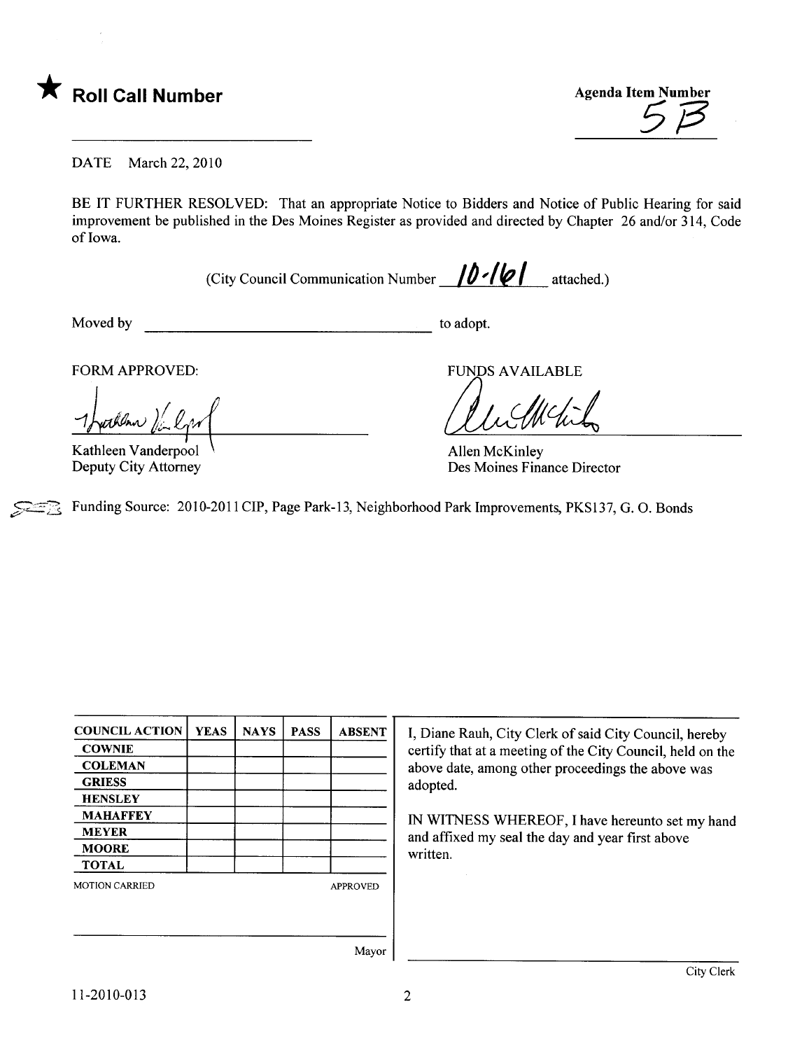★ **Roll Call Number**

**Agenda Item Number**
5B

DATE March 22, 2010

BE IT FURTHER RESOLVED: That an appropriate Notice to Bidders and Notice of Public Hearing for said improvement be published in the Des Moines Register as provided and directed by Chapter 26 and/or 314, Code of Iowa.

(City Council Communication Number 10-161 attached.)

Moved by ______________________ to adopt.

FORM APPROVED:

Kathleen Vanderpool
Deputy City Attorney

FUNDS AVAILABLE

Allen McKinley
Des Moines Finance Director

Funding Source: 2010-2011 CIP, Page Park-13, Neighborhood Park Improvements, PKS137, G. O. Bonds

| COUNCIL ACTION | YEAS | NAYS | PASS | ABSENT |
|---|---|---|---|---|
| COWNIE | | | | |
| COLEMAN | | | | |
| GRIESS | | | | |
| HENSLEY | | | | |
| MAHAFFEY | | | | |
| MEYER | | | | |
| MOORE | | | | |
| TOTAL | | | | |

MOTION CARRIED APPROVED

Mayor

I, Diane Rauh, City Clerk of said City Council, hereby certify that at a meeting of the City Council, held on the above date, among other proceedings the above was adopted.

IN WITNESS WHEREOF, I have hereunto set my hand and affixed my seal the day and year first above written.

City Clerk

11-2010-013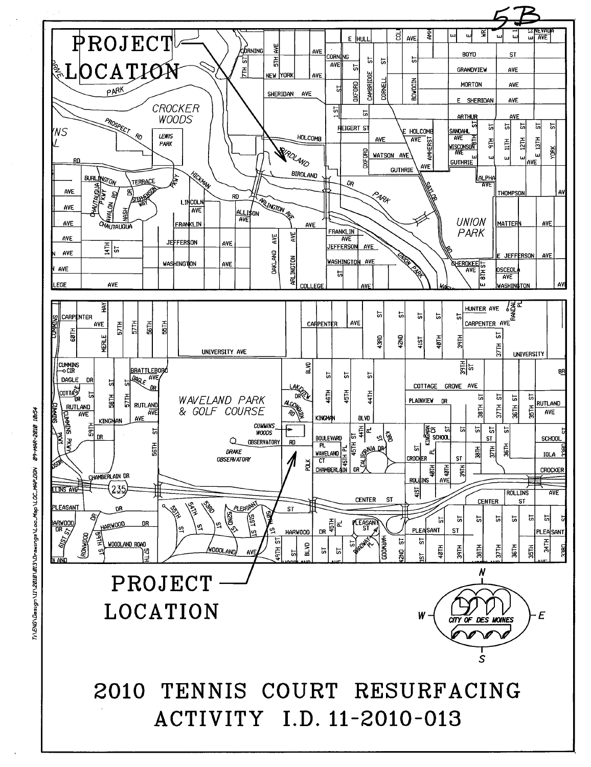5B

PROJECT LOCATION

PROJECT LOCATION

# 2010 TENNIS COURT RESURFACING
# ACTIVITY I.D. 11-2010-013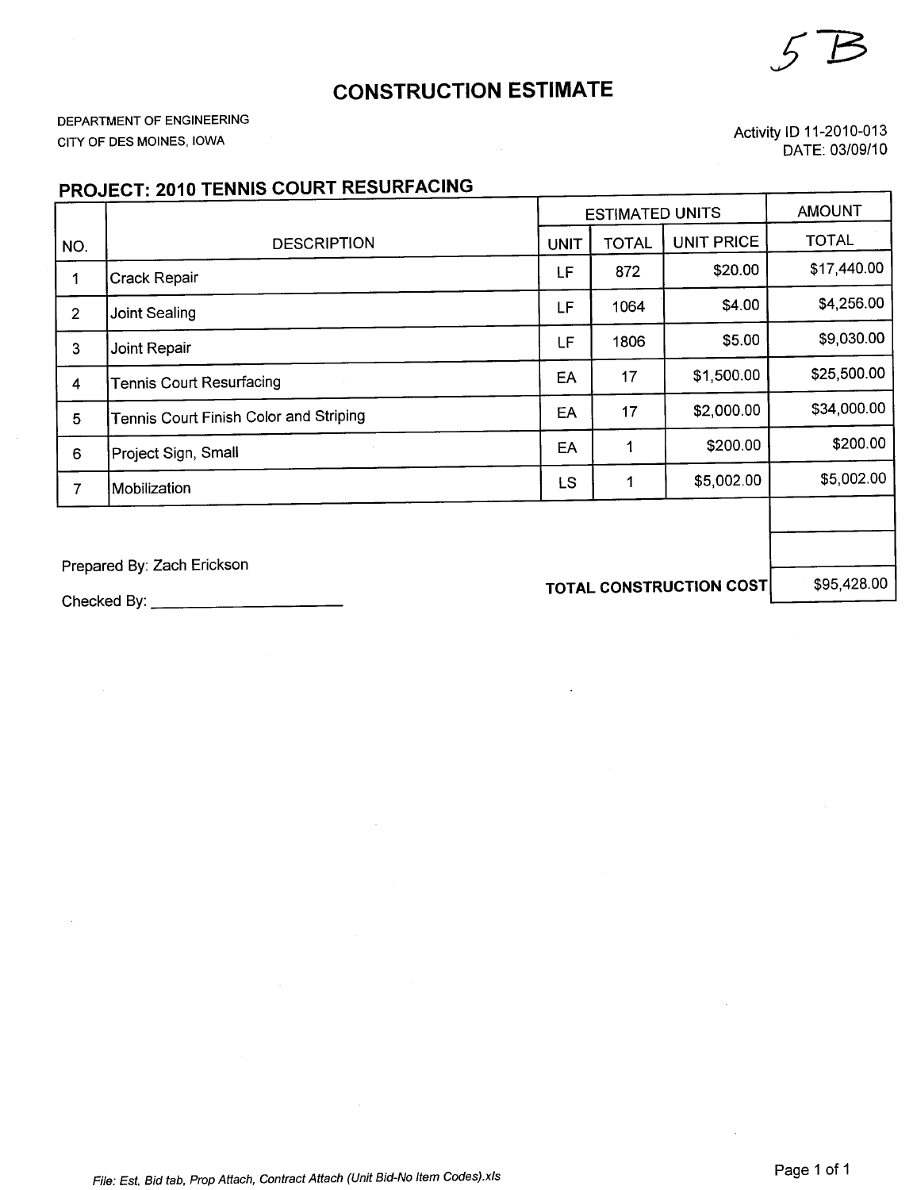5B

# CONSTRUCTION ESTIMATE

DEPARTMENT OF ENGINEERING
CITY OF DES MOINES, IOWA

Activity ID 11-2010-013
DATE: 03/09/10

## PROJECT: 2010 TENNIS COURT RESURFACING

| NO. | DESCRIPTION | ESTIMATED UNITS | | | AMOUNT |
|---|---|---|---|---|---|
| | | UNIT | TOTAL | UNIT PRICE | TOTAL |
| 1 | Crack Repair | LF | 872 | $20.00 | $17,440.00 |
| 2 | Joint Sealing | LF | 1064 | $4.00 | $4,256.00 |
| 3 | Joint Repair | LF | 1806 | $5.00 | $9,030.00 |
| 4 | Tennis Court Resurfacing | EA | 17 | $1,500.00 | $25,500.00 |
| 5 | Tennis Court Finish Color and Striping | EA | 17 | $2,000.00 | $34,000.00 |
| 6 | Project Sign, Small | EA | 1 | $200.00 | $200.00 |
| 7 | Mobilization | LS | 1 | $5,002.00 | $5,002.00 |
| | | | | | |
| | | | | | |
| | | | | **TOTAL CONSTRUCTION COST** | $95,428.00 |

Prepared By: Zach Erickson

Checked By: ____________________

File: Est, Bid tab, Prop Attach, Contract Attach (Unit Bid-No Item Codes).xls